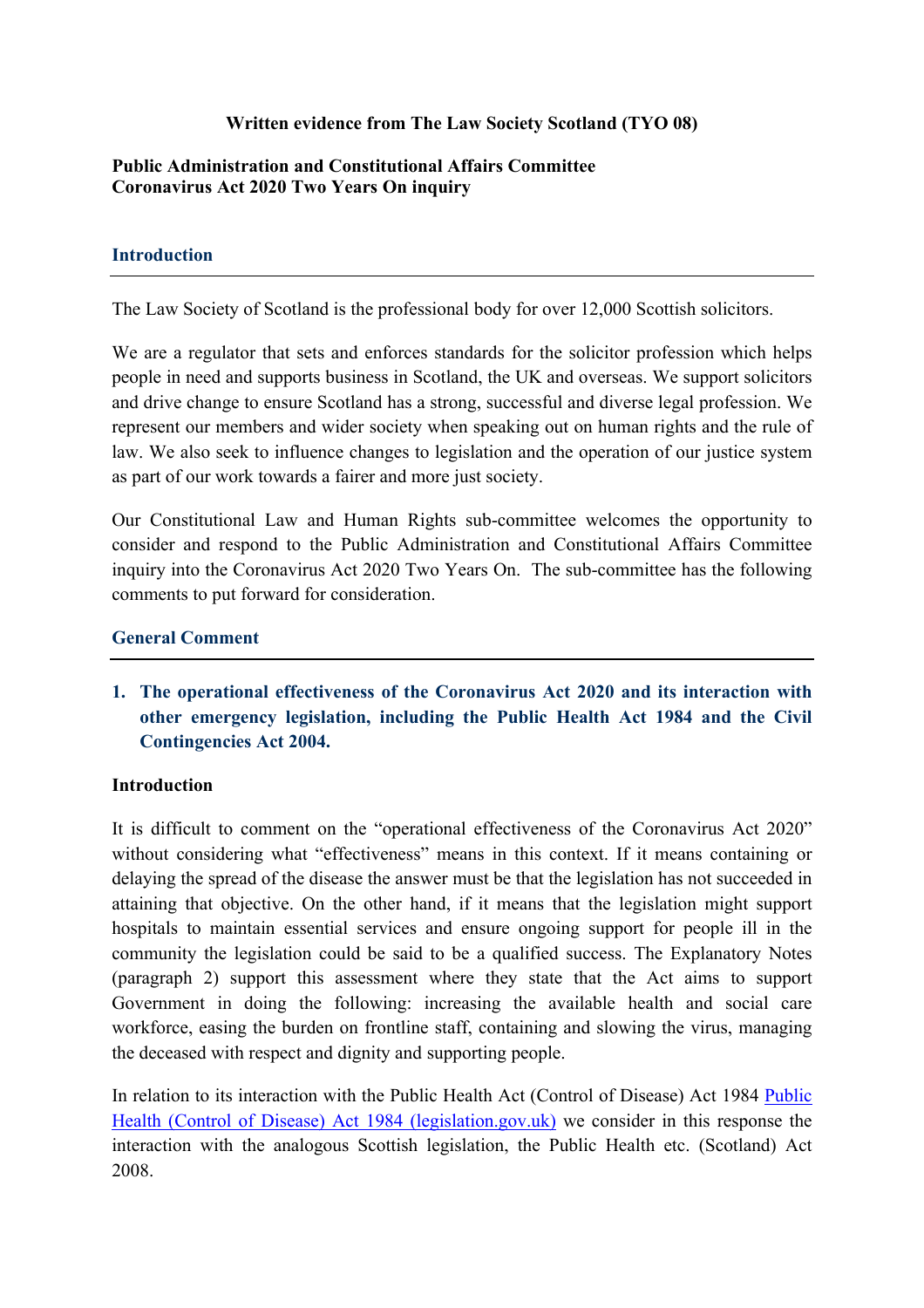**Written evidence from The Law Society Scotland (TYO 08)**

**Public Administration and Constitutional Affairs Committee**
**Coronavirus Act 2020 Two Years On inquiry**

## Introduction

The Law Society of Scotland is the professional body for over 12,000 Scottish solicitors.

We are a regulator that sets and enforces standards for the solicitor profession which helps people in need and supports business in Scotland, the UK and overseas. We support solicitors and drive change to ensure Scotland has a strong, successful and diverse legal profession. We represent our members and wider society when speaking out on human rights and the rule of law. We also seek to influence changes to legislation and the operation of our justice system as part of our work towards a fairer and more just society.

Our Constitutional Law and Human Rights sub-committee welcomes the opportunity to consider and respond to the Public Administration and Constitutional Affairs Committee inquiry into the Coronavirus Act 2020 Two Years On. The sub-committee has the following comments to put forward for consideration.

## General Comment

### 1. The operational effectiveness of the Coronavirus Act 2020 and its interaction with other emergency legislation, including the Public Health Act 1984 and the Civil Contingencies Act 2004.

**Introduction**

It is difficult to comment on the "operational effectiveness of the Coronavirus Act 2020" without considering what "effectiveness" means in this context. If it means containing or delaying the spread of the disease the answer must be that the legislation has not succeeded in attaining that objective. On the other hand, if it means that the legislation might support hospitals to maintain essential services and ensure ongoing support for people ill in the community the legislation could be said to be a qualified success. The Explanatory Notes (paragraph 2) support this assessment where they state that the Act aims to support Government in doing the following: increasing the available health and social care workforce, easing the burden on frontline staff, containing and slowing the virus, managing the deceased with respect and dignity and supporting people.

In relation to its interaction with the Public Health Act (Control of Disease) Act 1984 Public Health (Control of Disease) Act 1984 (legislation.gov.uk) we consider in this response the interaction with the analogous Scottish legislation, the Public Health etc. (Scotland) Act 2008.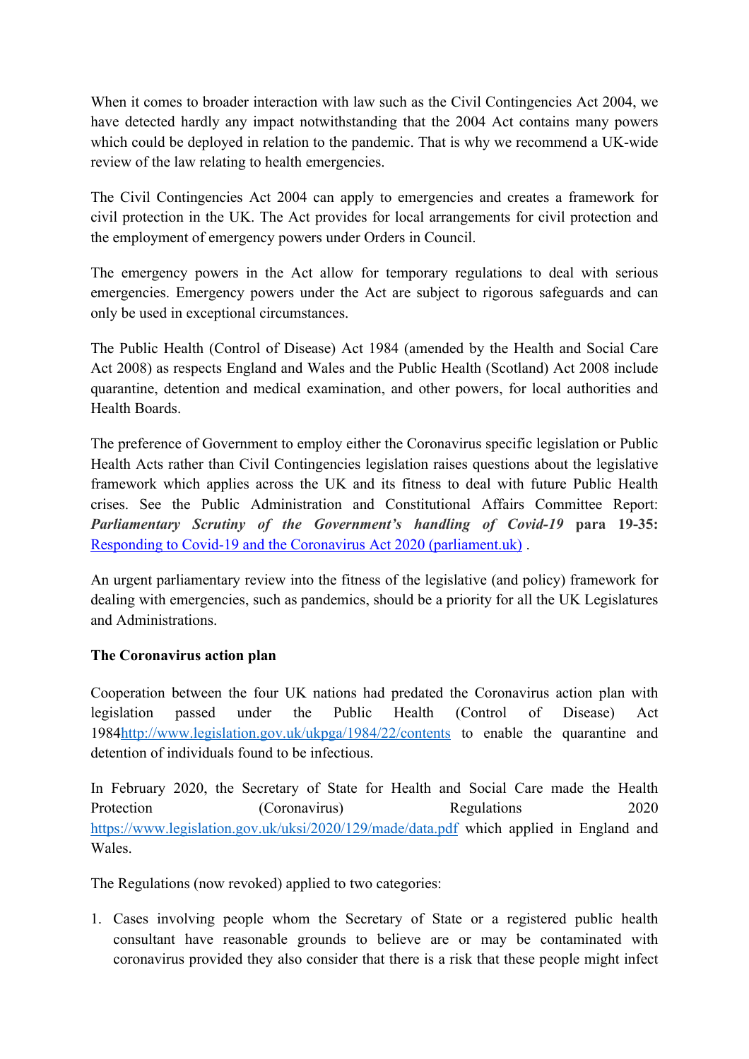When it comes to broader interaction with law such as the Civil Contingencies Act 2004, we have detected hardly any impact notwithstanding that the 2004 Act contains many powers which could be deployed in relation to the pandemic. That is why we recommend a UK-wide review of the law relating to health emergencies.

The Civil Contingencies Act 2004 can apply to emergencies and creates a framework for civil protection in the UK. The Act provides for local arrangements for civil protection and the employment of emergency powers under Orders in Council.

The emergency powers in the Act allow for temporary regulations to deal with serious emergencies. Emergency powers under the Act are subject to rigorous safeguards and can only be used in exceptional circumstances.

The Public Health (Control of Disease) Act 1984 (amended by the Health and Social Care Act 2008) as respects England and Wales and the Public Health (Scotland) Act 2008 include quarantine, detention and medical examination, and other powers, for local authorities and Health Boards.

The preference of Government to employ either the Coronavirus specific legislation or Public Health Acts rather than Civil Contingencies legislation raises questions about the legislative framework which applies across the UK and its fitness to deal with future Public Health crises. See the Public Administration and Constitutional Affairs Committee Report: ***Parliamentary Scrutiny of the Government's handling of Covid-19*** **para 19-35:** [Responding to Covid-19 and the Coronavirus Act 2020 (parliament.uk)](Responding to Covid-19 and the Coronavirus Act 2020 (parliament.uk)) .

An urgent parliamentary review into the fitness of the legislative (and policy) framework for dealing with emergencies, such as pandemics, should be a priority for all the UK Legislatures and Administrations.

**The Coronavirus action plan**

Cooperation between the four UK nations had predated the Coronavirus action plan with legislation passed under the Public Health (Control of Disease) Act 1984[http://www.legislation.gov.uk/ukpga/1984/22/contents](http://www.legislation.gov.uk/ukpga/1984/22/contents) to enable the quarantine and detention of individuals found to be infectious.

In February 2020, the Secretary of State for Health and Social Care made the Health Protection (Coronavirus) Regulations 2020 [https://www.legislation.gov.uk/uksi/2020/129/made/data.pdf](https://www.legislation.gov.uk/uksi/2020/129/made/data.pdf) which applied in England and Wales.

The Regulations (now revoked) applied to two categories:

1. Cases involving people whom the Secretary of State or a registered public health consultant have reasonable grounds to believe are or may be contaminated with coronavirus provided they also consider that there is a risk that these people might infect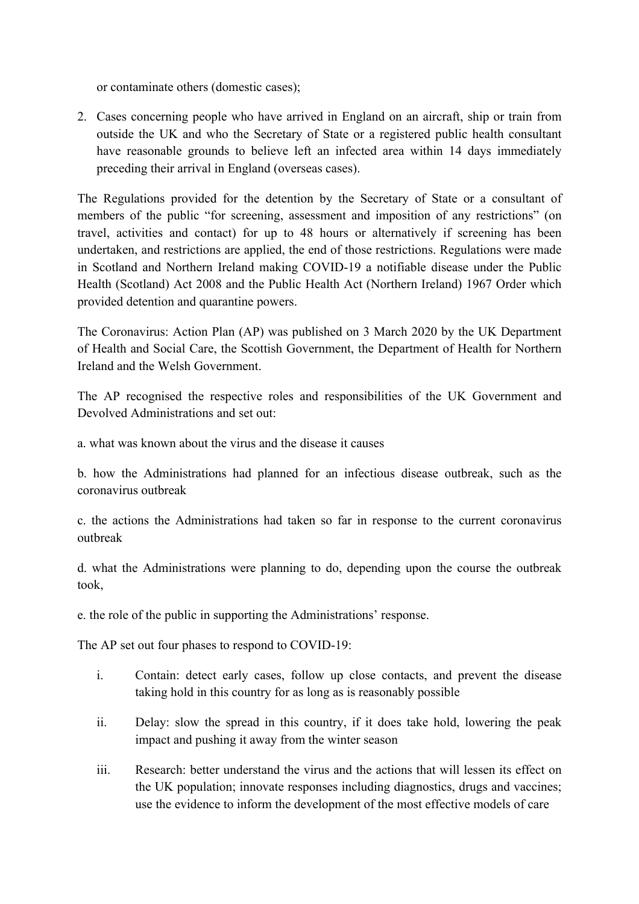or contaminate others (domestic cases);

2. Cases concerning people who have arrived in England on an aircraft, ship or train from outside the UK and who the Secretary of State or a registered public health consultant have reasonable grounds to believe left an infected area within 14 days immediately preceding their arrival in England (overseas cases).

The Regulations provided for the detention by the Secretary of State or a consultant of members of the public "for screening, assessment and imposition of any restrictions" (on travel, activities and contact) for up to 48 hours or alternatively if screening has been undertaken, and restrictions are applied, the end of those restrictions. Regulations were made in Scotland and Northern Ireland making COVID-19 a notifiable disease under the Public Health (Scotland) Act 2008 and the Public Health Act (Northern Ireland) 1967 Order which provided detention and quarantine powers.

The Coronavirus: Action Plan (AP) was published on 3 March 2020 by the UK Department of Health and Social Care, the Scottish Government, the Department of Health for Northern Ireland and the Welsh Government.

The AP recognised the respective roles and responsibilities of the UK Government and Devolved Administrations and set out:

a. what was known about the virus and the disease it causes

b. how the Administrations had planned for an infectious disease outbreak, such as the coronavirus outbreak

c. the actions the Administrations had taken so far in response to the current coronavirus outbreak

d. what the Administrations were planning to do, depending upon the course the outbreak took,

e. the role of the public in supporting the Administrations' response.

The AP set out four phases to respond to COVID-19:

i. Contain: detect early cases, follow up close contacts, and prevent the disease taking hold in this country for as long as is reasonably possible

ii. Delay: slow the spread in this country, if it does take hold, lowering the peak impact and pushing it away from the winter season

iii. Research: better understand the virus and the actions that will lessen its effect on the UK population; innovate responses including diagnostics, drugs and vaccines; use the evidence to inform the development of the most effective models of care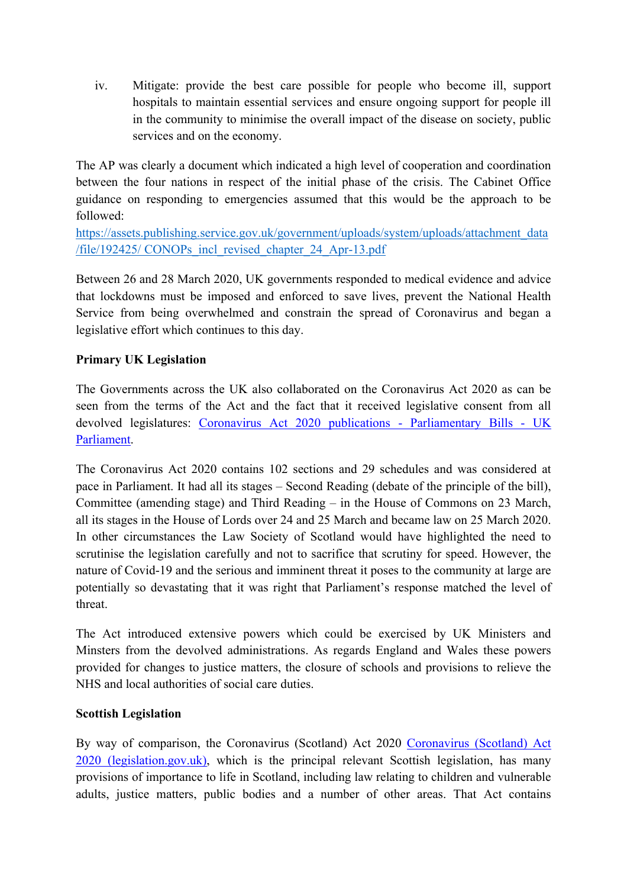iv. Mitigate: provide the best care possible for people who become ill, support hospitals to maintain essential services and ensure ongoing support for people ill in the community to minimise the overall impact of the disease on society, public services and on the economy.

The AP was clearly a document which indicated a high level of cooperation and coordination between the four nations in respect of the initial phase of the crisis. The Cabinet Office guidance on responding to emergencies assumed that this would be the approach to be followed:
https://assets.publishing.service.gov.uk/government/uploads/system/uploads/attachment_data/file/192425/ CONOPs_incl_revised_chapter_24_Apr-13.pdf

Between 26 and 28 March 2020, UK governments responded to medical evidence and advice that lockdowns must be imposed and enforced to save lives, prevent the National Health Service from being overwhelmed and constrain the spread of Coronavirus and began a legislative effort which continues to this day.

**Primary UK Legislation**

The Governments across the UK also collaborated on the Coronavirus Act 2020 as can be seen from the terms of the Act and the fact that it received legislative consent from all devolved legislatures: Coronavirus Act 2020 publications - Parliamentary Bills - UK Parliament.

The Coronavirus Act 2020 contains 102 sections and 29 schedules and was considered at pace in Parliament. It had all its stages – Second Reading (debate of the principle of the bill), Committee (amending stage) and Third Reading – in the House of Commons on 23 March, all its stages in the House of Lords over 24 and 25 March and became law on 25 March 2020. In other circumstances the Law Society of Scotland would have highlighted the need to scrutinise the legislation carefully and not to sacrifice that scrutiny for speed. However, the nature of Covid-19 and the serious and imminent threat it poses to the community at large are potentially so devastating that it was right that Parliament's response matched the level of threat.

The Act introduced extensive powers which could be exercised by UK Ministers and Minsters from the devolved administrations. As regards England and Wales these powers provided for changes to justice matters, the closure of schools and provisions to relieve the NHS and local authorities of social care duties.

**Scottish Legislation**

By way of comparison, the Coronavirus (Scotland) Act 2020 Coronavirus (Scotland) Act 2020 (legislation.gov.uk), which is the principal relevant Scottish legislation, has many provisions of importance to life in Scotland, including law relating to children and vulnerable adults, justice matters, public bodies and a number of other areas. That Act contains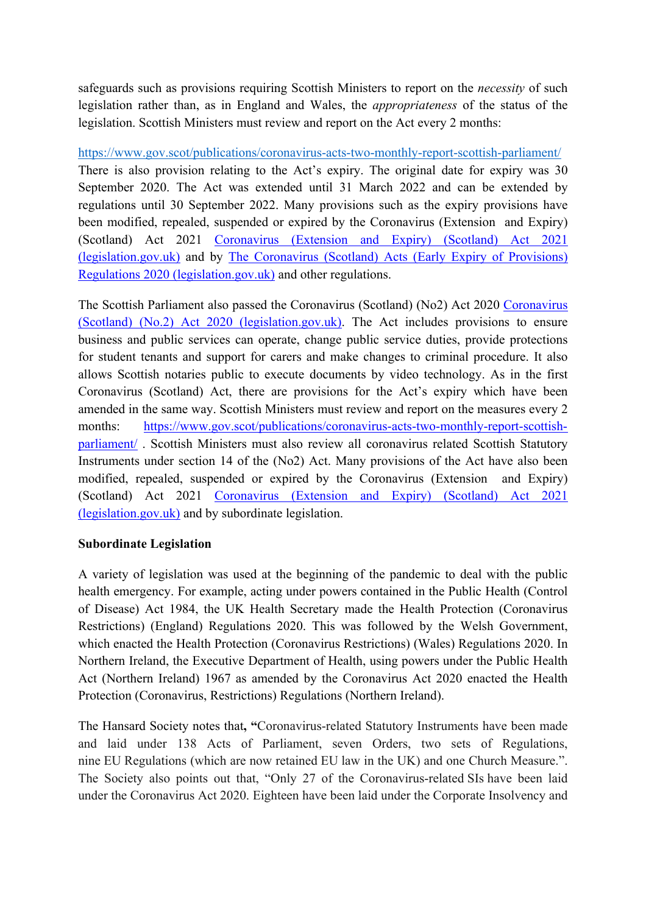safeguards such as provisions requiring Scottish Ministers to report on the *necessity* of such legislation rather than, as in England and Wales, the *appropriateness* of the status of the legislation. Scottish Ministers must review and report on the Act every 2 months:

https://www.gov.scot/publications/coronavirus-acts-two-monthly-report-scottish-parliament/
There is also provision relating to the Act's expiry. The original date for expiry was 30 September 2020. The Act was extended until 31 March 2022 and can be extended by regulations until 30 September 2022. Many provisions such as the expiry provisions have been modified, repealed, suspended or expired by the Coronavirus (Extension and Expiry) (Scotland) Act 2021 [Coronavirus (Extension and Expiry) (Scotland) Act 2021 (legislation.gov.uk)] and by [The Coronavirus (Scotland) Acts (Early Expiry of Provisions) Regulations 2020 (legislation.gov.uk)] and other regulations.

The Scottish Parliament also passed the Coronavirus (Scotland) (No2) Act 2020 [Coronavirus (Scotland) (No.2) Act 2020 (legislation.gov.uk)]. The Act includes provisions to ensure business and public services can operate, change public service duties, provide protections for student tenants and support for carers and make changes to criminal procedure. It also allows Scottish notaries public to execute documents by video technology. As in the first Coronavirus (Scotland) Act, there are provisions for the Act's expiry which have been amended in the same way. Scottish Ministers must review and report on the measures every 2 months: https://www.gov.scot/publications/coronavirus-acts-two-monthly-report-scottish-parliament/ . Scottish Ministers must also review all coronavirus related Scottish Statutory Instruments under section 14 of the (No2) Act. Many provisions of the Act have also been modified, repealed, suspended or expired by the Coronavirus (Extension and Expiry) (Scotland) Act 2021 [Coronavirus (Extension and Expiry) (Scotland) Act 2021 (legislation.gov.uk)] and by subordinate legislation.

**Subordinate Legislation**

A variety of legislation was used at the beginning of the pandemic to deal with the public health emergency. For example, acting under powers contained in the Public Health (Control of Disease) Act 1984, the UK Health Secretary made the Health Protection (Coronavirus Restrictions) (England) Regulations 2020. This was followed by the Welsh Government, which enacted the Health Protection (Coronavirus Restrictions) (Wales) Regulations 2020. In Northern Ireland, the Executive Department of Health, using powers under the Public Health Act (Northern Ireland) 1967 as amended by the Coronavirus Act 2020 enacted the Health Protection (Coronavirus, Restrictions) Regulations (Northern Ireland).

The Hansard Society notes that**, "**Coronavirus-related Statutory Instruments have been made and laid under 138 Acts of Parliament, seven Orders, two sets of Regulations, nine EU Regulations (which are now retained EU law in the UK) and one Church Measure.". The Society also points out that, "Only 27 of the Coronavirus-related SIs have been laid under the Coronavirus Act 2020. Eighteen have been laid under the Corporate Insolvency and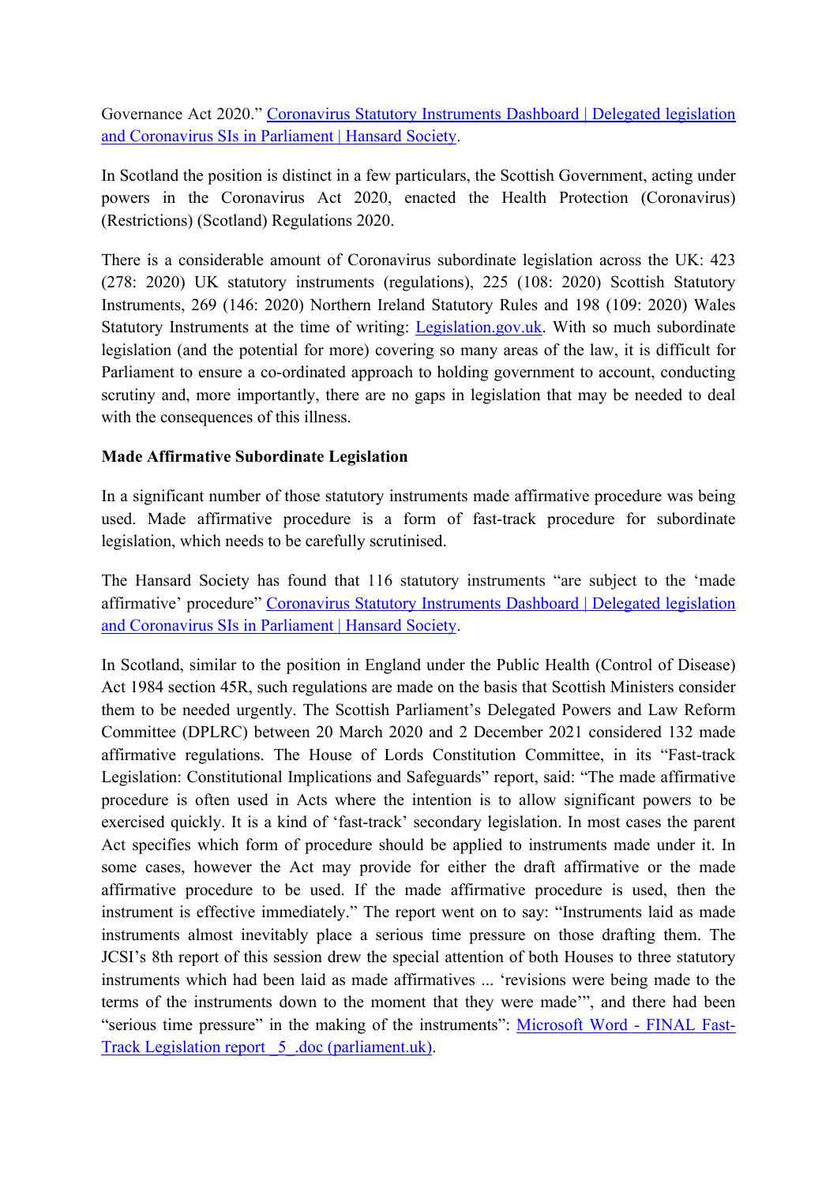Governance Act 2020." [Coronavirus Statutory Instruments Dashboard | Delegated legislation and Coronavirus SIs in Parliament | Hansard Society](Coronavirus Statutory Instruments Dashboard | Delegated legislation and Coronavirus SIs in Parliament | Hansard Society).

In Scotland the position is distinct in a few particulars, the Scottish Government, acting under powers in the Coronavirus Act 2020, enacted the Health Protection (Coronavirus) (Restrictions) (Scotland) Regulations 2020.

There is a considerable amount of Coronavirus subordinate legislation across the UK: 423 (278: 2020) UK statutory instruments (regulations), 225 (108: 2020) Scottish Statutory Instruments, 269 (146: 2020) Northern Ireland Statutory Rules and 198 (109: 2020) Wales Statutory Instruments at the time of writing: Legislation.gov.uk. With so much subordinate legislation (and the potential for more) covering so many areas of the law, it is difficult for Parliament to ensure a co-ordinated approach to holding government to account, conducting scrutiny and, more importantly, there are no gaps in legislation that may be needed to deal with the consequences of this illness.

**Made Affirmative Subordinate Legislation**

In a significant number of those statutory instruments made affirmative procedure was being used. Made affirmative procedure is a form of fast-track procedure for subordinate legislation, which needs to be carefully scrutinised.

The Hansard Society has found that 116 statutory instruments "are subject to the 'made affirmative' procedure" Coronavirus Statutory Instruments Dashboard | Delegated legislation and Coronavirus SIs in Parliament | Hansard Society.

In Scotland, similar to the position in England under the Public Health (Control of Disease) Act 1984 section 45R, such regulations are made on the basis that Scottish Ministers consider them to be needed urgently. The Scottish Parliament's Delegated Powers and Law Reform Committee (DPLRC) between 20 March 2020 and 2 December 2021 considered 132 made affirmative regulations. The House of Lords Constitution Committee, in its "Fast-track Legislation: Constitutional Implications and Safeguards" report, said: "The made affirmative procedure is often used in Acts where the intention is to allow significant powers to be exercised quickly. It is a kind of 'fast-track' secondary legislation. In most cases the parent Act specifies which form of procedure should be applied to instruments made under it. In some cases, however the Act may provide for either the draft affirmative or the made affirmative procedure to be used. If the made affirmative procedure is used, then the instrument is effective immediately." The report went on to say: "Instruments laid as made instruments almost inevitably place a serious time pressure on those drafting them. The JCSI's 8th report of this session drew the special attention of both Houses to three statutory instruments which had been laid as made affirmatives ... 'revisions were being made to the terms of the instruments down to the moment that they were made'", and there had been "serious time pressure" in the making of the instruments": Microsoft Word - FINAL Fast-Track Legislation report _5_.doc (parliament.uk).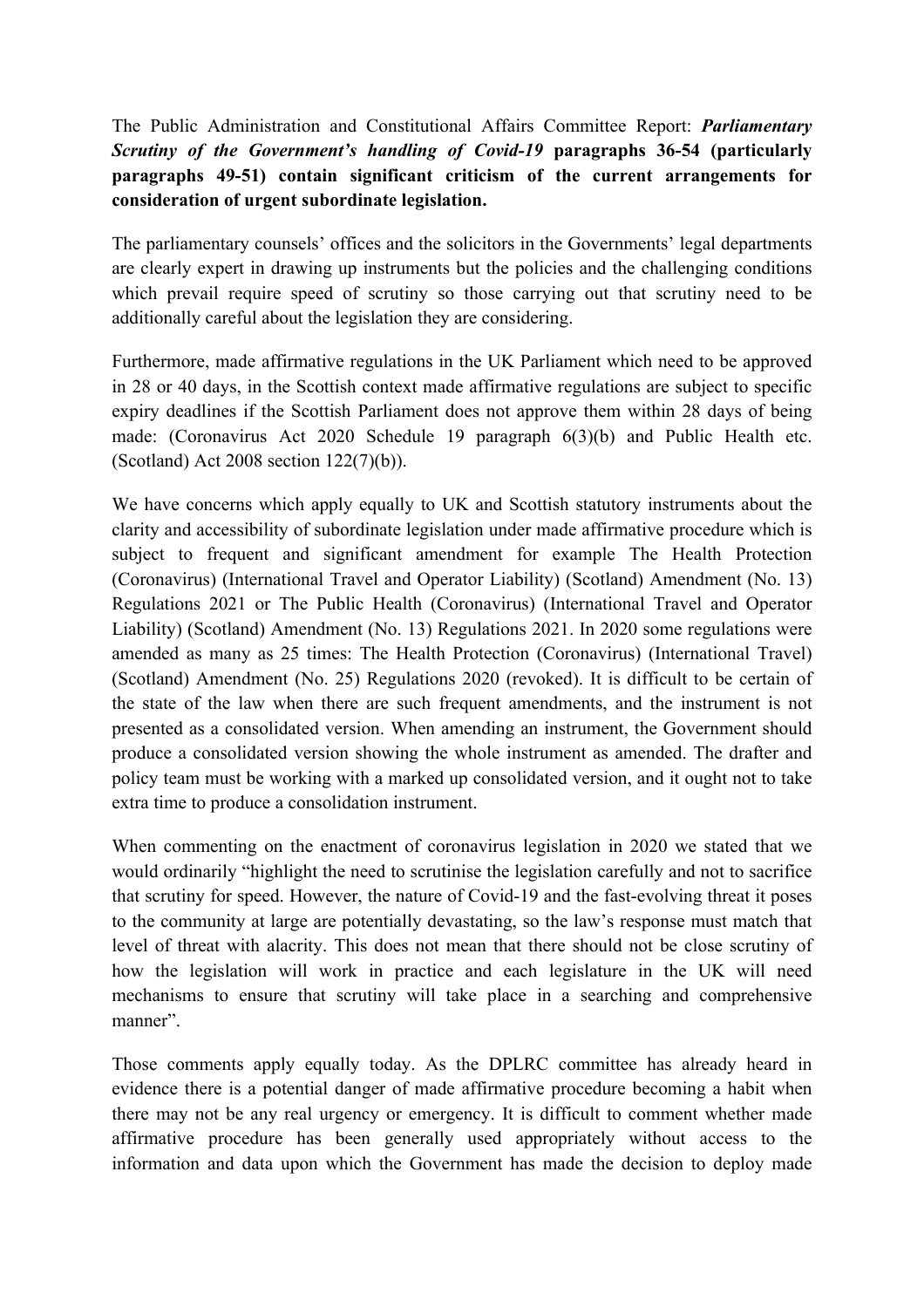The Public Administration and Constitutional Affairs Committee Report: ***Parliamentary Scrutiny of the Government's handling of Covid-19*** **paragraphs 36-54 (particularly paragraphs 49-51) contain significant criticism of the current arrangements for consideration of urgent subordinate legislation.**

The parliamentary counsels' offices and the solicitors in the Governments' legal departments are clearly expert in drawing up instruments but the policies and the challenging conditions which prevail require speed of scrutiny so those carrying out that scrutiny need to be additionally careful about the legislation they are considering.

Furthermore, made affirmative regulations in the UK Parliament which need to be approved in 28 or 40 days, in the Scottish context made affirmative regulations are subject to specific expiry deadlines if the Scottish Parliament does not approve them within 28 days of being made: (Coronavirus Act 2020 Schedule 19 paragraph 6(3)(b) and Public Health etc. (Scotland) Act 2008 section 122(7)(b)).

We have concerns which apply equally to UK and Scottish statutory instruments about the clarity and accessibility of subordinate legislation under made affirmative procedure which is subject to frequent and significant amendment for example The Health Protection (Coronavirus) (International Travel and Operator Liability) (Scotland) Amendment (No. 13) Regulations 2021 or The Public Health (Coronavirus) (International Travel and Operator Liability) (Scotland) Amendment (No. 13) Regulations 2021. In 2020 some regulations were amended as many as 25 times: The Health Protection (Coronavirus) (International Travel) (Scotland) Amendment (No. 25) Regulations 2020 (revoked). It is difficult to be certain of the state of the law when there are such frequent amendments, and the instrument is not presented as a consolidated version. When amending an instrument, the Government should produce a consolidated version showing the whole instrument as amended. The drafter and policy team must be working with a marked up consolidated version, and it ought not to take extra time to produce a consolidation instrument.

When commenting on the enactment of coronavirus legislation in 2020 we stated that we would ordinarily "highlight the need to scrutinise the legislation carefully and not to sacrifice that scrutiny for speed. However, the nature of Covid-19 and the fast-evolving threat it poses to the community at large are potentially devastating, so the law's response must match that level of threat with alacrity. This does not mean that there should not be close scrutiny of how the legislation will work in practice and each legislature in the UK will need mechanisms to ensure that scrutiny will take place in a searching and comprehensive manner".

Those comments apply equally today. As the DPLRC committee has already heard in evidence there is a potential danger of made affirmative procedure becoming a habit when there may not be any real urgency or emergency. It is difficult to comment whether made affirmative procedure has been generally used appropriately without access to the information and data upon which the Government has made the decision to deploy made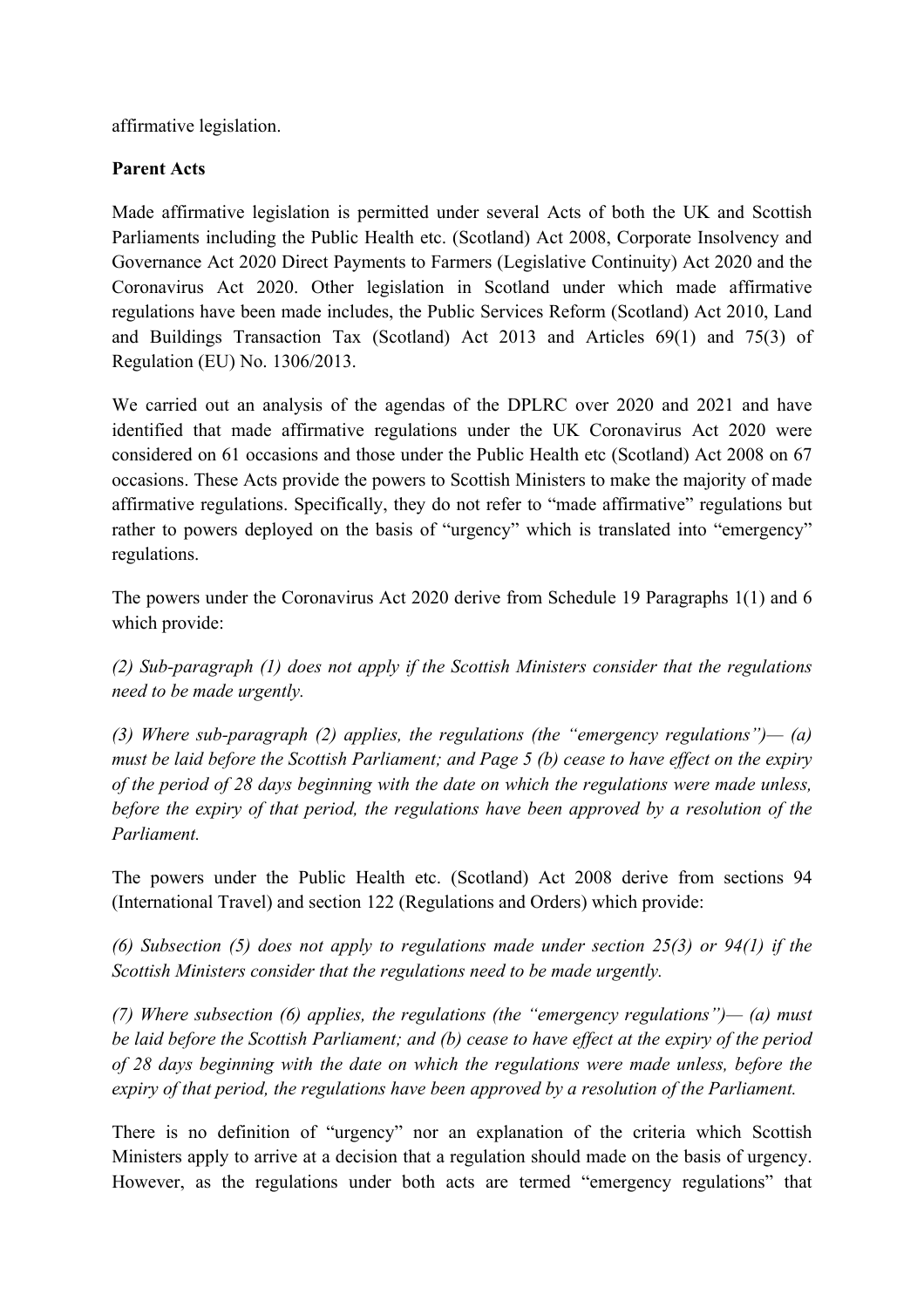affirmative legislation.

**Parent Acts**

Made affirmative legislation is permitted under several Acts of both the UK and Scottish Parliaments including the Public Health etc. (Scotland) Act 2008, Corporate Insolvency and Governance Act 2020 Direct Payments to Farmers (Legislative Continuity) Act 2020 and the Coronavirus Act 2020. Other legislation in Scotland under which made affirmative regulations have been made includes, the Public Services Reform (Scotland) Act 2010, Land and Buildings Transaction Tax (Scotland) Act 2013 and Articles 69(1) and 75(3) of Regulation (EU) No. 1306/2013.

We carried out an analysis of the agendas of the DPLRC over 2020 and 2021 and have identified that made affirmative regulations under the UK Coronavirus Act 2020 were considered on 61 occasions and those under the Public Health etc (Scotland) Act 2008 on 67 occasions. These Acts provide the powers to Scottish Ministers to make the majority of made affirmative regulations. Specifically, they do not refer to "made affirmative" regulations but rather to powers deployed on the basis of "urgency" which is translated into "emergency" regulations.

The powers under the Coronavirus Act 2020 derive from Schedule 19 Paragraphs 1(1) and 6 which provide:

*(2) Sub-paragraph (1) does not apply if the Scottish Ministers consider that the regulations need to be made urgently.*

*(3) Where sub-paragraph (2) applies, the regulations (the "emergency regulations")— (a) must be laid before the Scottish Parliament; and Page 5 (b) cease to have effect on the expiry of the period of 28 days beginning with the date on which the regulations were made unless, before the expiry of that period, the regulations have been approved by a resolution of the Parliament.*

The powers under the Public Health etc. (Scotland) Act 2008 derive from sections 94 (International Travel) and section 122 (Regulations and Orders) which provide:

*(6) Subsection (5) does not apply to regulations made under section 25(3) or 94(1) if the Scottish Ministers consider that the regulations need to be made urgently.*

*(7) Where subsection (6) applies, the regulations (the "emergency regulations")— (a) must be laid before the Scottish Parliament; and (b) cease to have effect at the expiry of the period of 28 days beginning with the date on which the regulations were made unless, before the expiry of that period, the regulations have been approved by a resolution of the Parliament.*

There is no definition of "urgency" nor an explanation of the criteria which Scottish Ministers apply to arrive at a decision that a regulation should made on the basis of urgency. However, as the regulations under both acts are termed "emergency regulations" that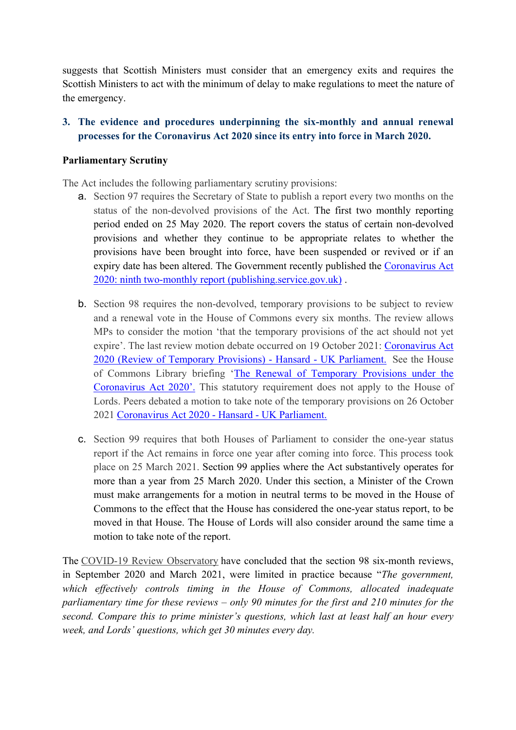suggests that Scottish Ministers must consider that an emergency exits and requires the Scottish Ministers to act with the minimum of delay to make regulations to meet the nature of the emergency.

### 3. The evidence and procedures underpinning the six-monthly and annual renewal processes for the Coronavirus Act 2020 since its entry into force in March 2020.

**Parliamentary Scrutiny**

The Act includes the following parliamentary scrutiny provisions:

a. Section 97 requires the Secretary of State to publish a report every two months on the status of the non-devolved provisions of the Act. The first two monthly reporting period ended on 25 May 2020. The report covers the status of certain non-devolved provisions and whether they continue to be appropriate relates to whether the provisions have been brought into force, have been suspended or revived or if an expiry date has been altered. The Government recently published the [Coronavirus Act 2020: ninth two-monthly report (publishing.service.gov.uk)](publishing.service.gov.uk) .

b. Section 98 requires the non-devolved, temporary provisions to be subject to review and a renewal vote in the House of Commons every six months. The review allows MPs to consider the motion 'that the temporary provisions of the act should not yet expire'. The last review motion debate occurred on 19 October 2021: [Coronavirus Act 2020 (Review of Temporary Provisions) - Hansard - UK Parliament.](#) See the House of Commons Library briefing '[The Renewal of Temporary Provisions under the Coronavirus Act 2020'.](#) This statutory requirement does not apply to the House of Lords. Peers debated a motion to take note of the temporary provisions on 26 October 2021 [Coronavirus Act 2020 - Hansard - UK Parliament.](#)

c. Section 99 requires that both Houses of Parliament to consider the one-year status report if the Act remains in force one year after coming into force. This process took place on 25 March 2021. Section 99 applies where the Act substantively operates for more than a year from 25 March 2020. Under this section, a Minister of the Crown must make arrangements for a motion in neutral terms to be moved in the House of Commons to the effect that the House has considered the one-year status report, to be moved in that House. The House of Lords will also consider around the same time a motion to take note of the report.

The [COVID-19 Review Observatory](#) have concluded that the section 98 six-month reviews, in September 2020 and March 2021, were limited in practice because "*The government, which effectively controls timing in the House of Commons, allocated inadequate parliamentary time for these reviews – only 90 minutes for the first and 210 minutes for the second. Compare this to prime minister's questions, which last at least half an hour every week, and Lords' questions, which get 30 minutes every day.*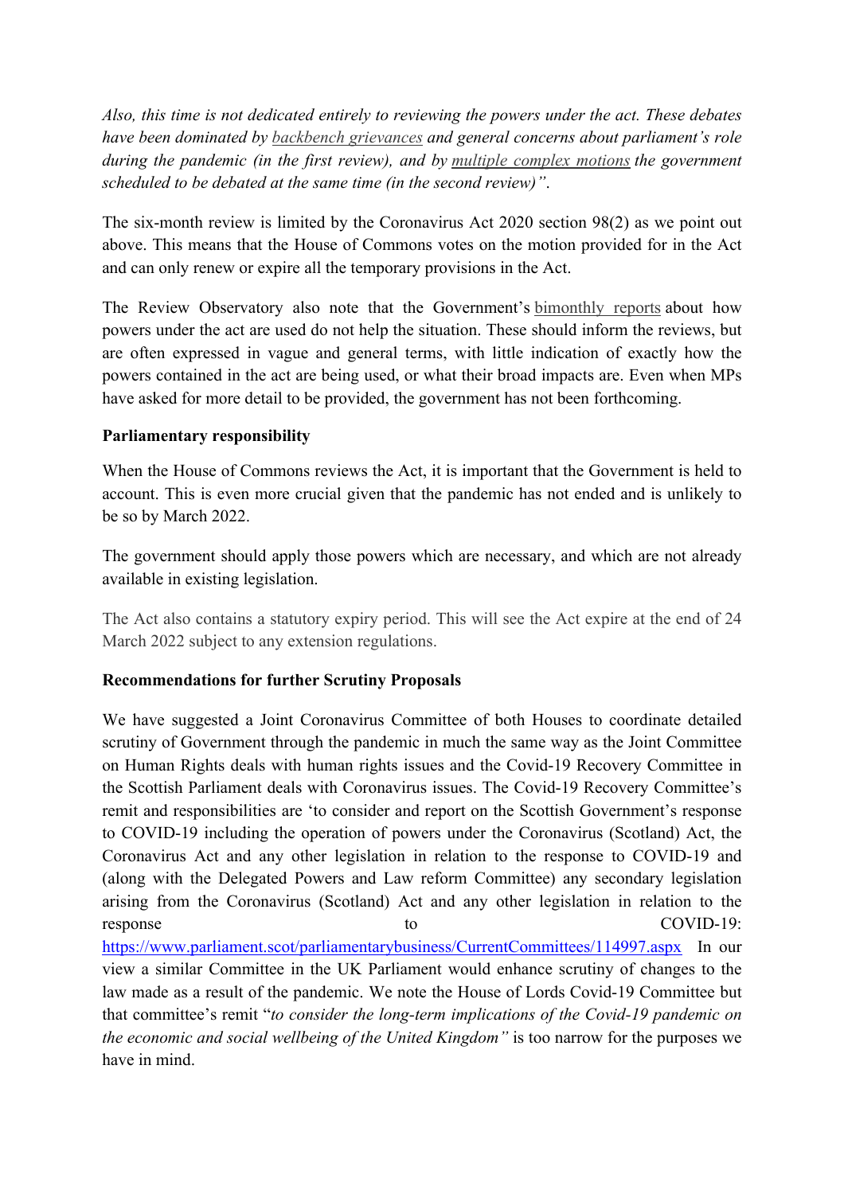*Also, this time is not dedicated entirely to reviewing the powers under the act. These debates have been dominated by backbench grievances and general concerns about parliament's role during the pandemic (in the first review), and by multiple complex motions the government scheduled to be debated at the same time (in the second review)".*

The six-month review is limited by the Coronavirus Act 2020 section 98(2) as we point out above. This means that the House of Commons votes on the motion provided for in the Act and can only renew or expire all the temporary provisions in the Act.

The Review Observatory also note that the Government's bimonthly reports about how powers under the act are used do not help the situation. These should inform the reviews, but are often expressed in vague and general terms, with little indication of exactly how the powers contained in the act are being used, or what their broad impacts are. Even when MPs have asked for more detail to be provided, the government has not been forthcoming.

**Parliamentary responsibility**

When the House of Commons reviews the Act, it is important that the Government is held to account. This is even more crucial given that the pandemic has not ended and is unlikely to be so by March 2022.

The government should apply those powers which are necessary, and which are not already available in existing legislation.

The Act also contains a statutory expiry period. This will see the Act expire at the end of 24 March 2022 subject to any extension regulations.

**Recommendations for further Scrutiny Proposals**

We have suggested a Joint Coronavirus Committee of both Houses to coordinate detailed scrutiny of Government through the pandemic in much the same way as the Joint Committee on Human Rights deals with human rights issues and the Covid-19 Recovery Committee in the Scottish Parliament deals with Coronavirus issues. The Covid-19 Recovery Committee's remit and responsibilities are 'to consider and report on the Scottish Government's response to COVID-19 including the operation of powers under the Coronavirus (Scotland) Act, the Coronavirus Act and any other legislation in relation to the response to COVID-19 and (along with the Delegated Powers and Law reform Committee) any secondary legislation arising from the Coronavirus (Scotland) Act and any other legislation in relation to the response to COVID-19: https://www.parliament.scot/parliamentarybusiness/CurrentCommittees/114997.aspx In our view a similar Committee in the UK Parliament would enhance scrutiny of changes to the law made as a result of the pandemic. We note the House of Lords Covid-19 Committee but that committee's remit "*to consider the long-term implications of the Covid-19 pandemic on the economic and social wellbeing of the United Kingdom"* is too narrow for the purposes we have in mind.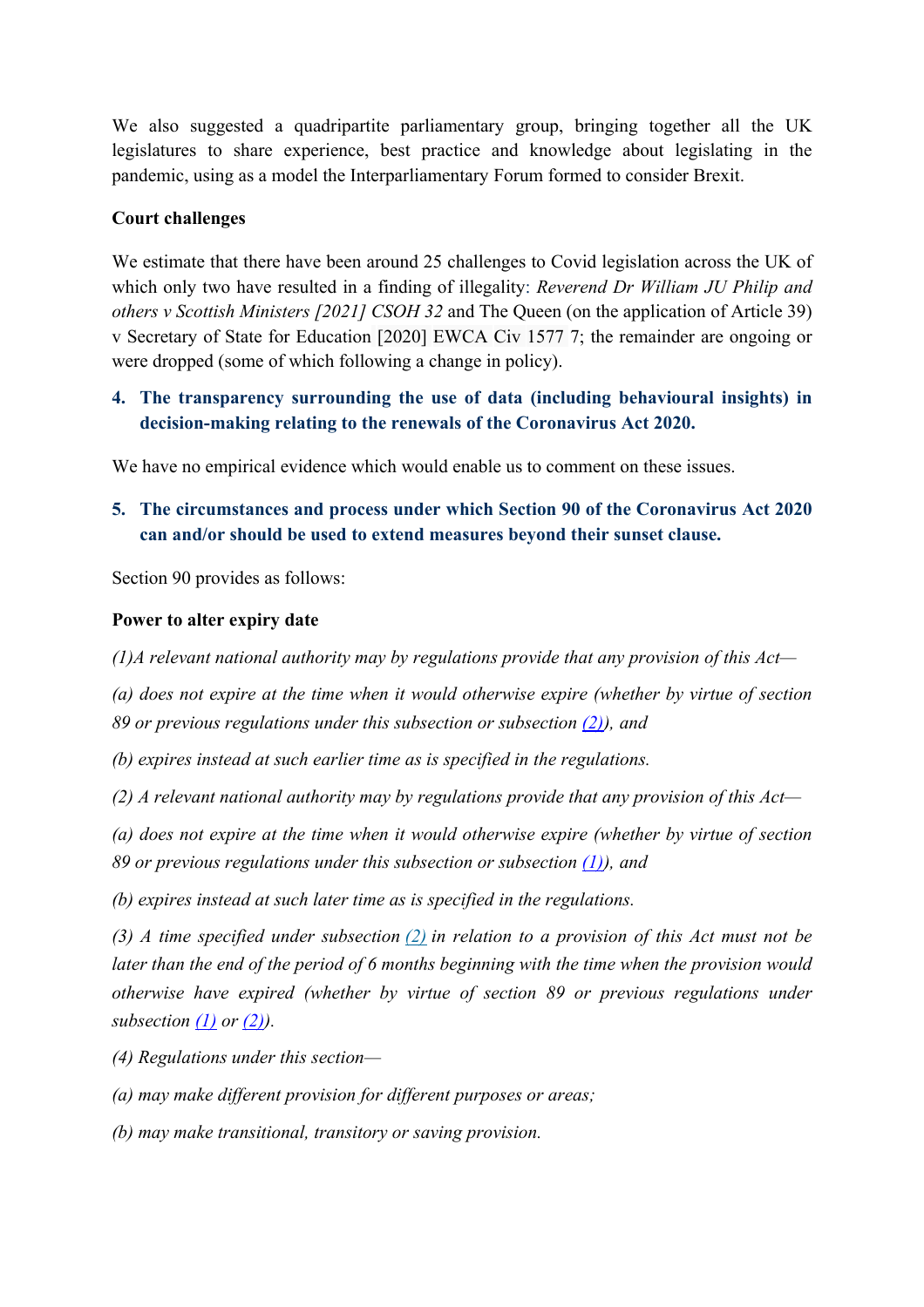We also suggested a quadripartite parliamentary group, bringing together all the UK legislatures to share experience, best practice and knowledge about legislating in the pandemic, using as a model the Interparliamentary Forum formed to consider Brexit.

**Court challenges**

We estimate that there have been around 25 challenges to Covid legislation across the UK of which only two have resulted in a finding of illegality: *Reverend Dr William JU Philip and others v Scottish Ministers [2021] CSOH 32* and The Queen (on the application of Article 39) v Secretary of State for Education [2020] EWCA Civ 1577 7; the remainder are ongoing or were dropped (some of which following a change in policy).

4. **The transparency surrounding the use of data (including behavioural insights) in decision-making relating to the renewals of the Coronavirus Act 2020.**

We have no empirical evidence which would enable us to comment on these issues.

5. **The circumstances and process under which Section 90 of the Coronavirus Act 2020 can and/or should be used to extend measures beyond their sunset clause.**

Section 90 provides as follows:

**Power to alter expiry date**

*(1)A relevant national authority may by regulations provide that any provision of this Act—*

*(a) does not expire at the time when it would otherwise expire (whether by virtue of section 89 or previous regulations under this subsection or subsection (2)), and*

*(b) expires instead at such earlier time as is specified in the regulations.*

*(2) A relevant national authority may by regulations provide that any provision of this Act—*

*(a) does not expire at the time when it would otherwise expire (whether by virtue of section 89 or previous regulations under this subsection or subsection (1)), and*

*(b) expires instead at such later time as is specified in the regulations.*

*(3) A time specified under subsection (2) in relation to a provision of this Act must not be later than the end of the period of 6 months beginning with the time when the provision would otherwise have expired (whether by virtue of section 89 or previous regulations under subsection (1) or (2)).*

*(4) Regulations under this section—*

*(a) may make different provision for different purposes or areas;*

*(b) may make transitional, transitory or saving provision.*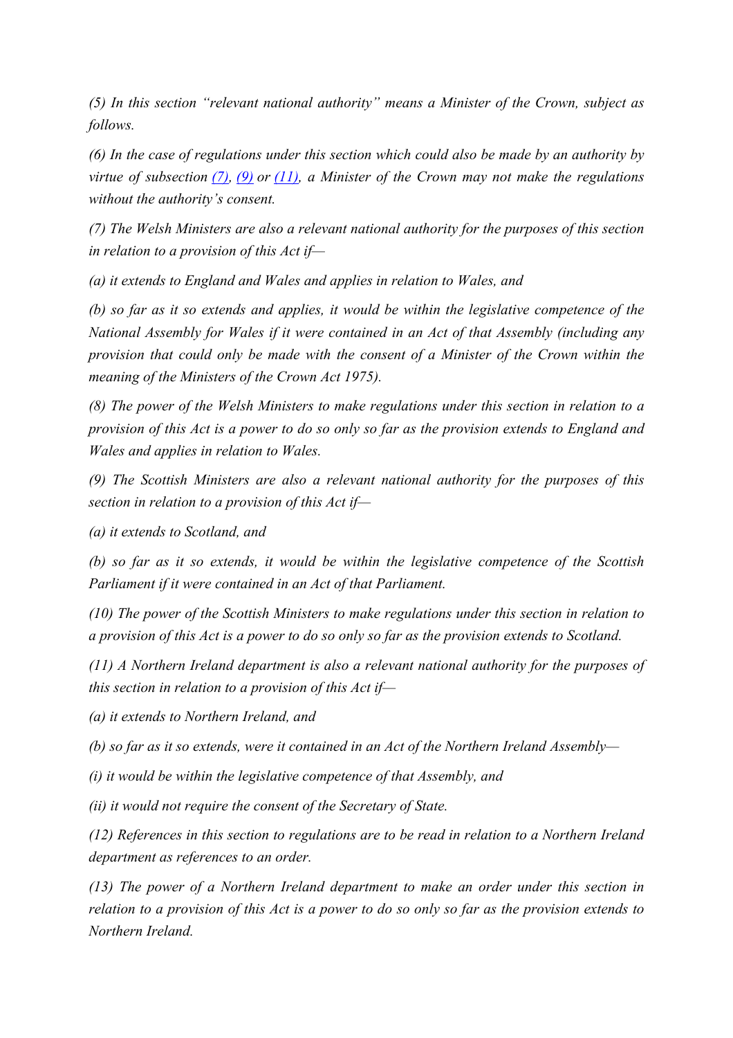*(5) In this section "relevant national authority" means a Minister of the Crown, subject as follows.*

*(6) In the case of regulations under this section which could also be made by an authority by virtue of subsection (7), (9) or (11), a Minister of the Crown may not make the regulations without the authority's consent.*

*(7) The Welsh Ministers are also a relevant national authority for the purposes of this section in relation to a provision of this Act if—*

*(a) it extends to England and Wales and applies in relation to Wales, and*

*(b) so far as it so extends and applies, it would be within the legislative competence of the National Assembly for Wales if it were contained in an Act of that Assembly (including any provision that could only be made with the consent of a Minister of the Crown within the meaning of the Ministers of the Crown Act 1975).*

*(8) The power of the Welsh Ministers to make regulations under this section in relation to a provision of this Act is a power to do so only so far as the provision extends to England and Wales and applies in relation to Wales.*

*(9) The Scottish Ministers are also a relevant national authority for the purposes of this section in relation to a provision of this Act if—*

*(a) it extends to Scotland, and*

*(b) so far as it so extends, it would be within the legislative competence of the Scottish Parliament if it were contained in an Act of that Parliament.*

*(10) The power of the Scottish Ministers to make regulations under this section in relation to a provision of this Act is a power to do so only so far as the provision extends to Scotland.*

*(11) A Northern Ireland department is also a relevant national authority for the purposes of this section in relation to a provision of this Act if—*

*(a) it extends to Northern Ireland, and*

*(b) so far as it so extends, were it contained in an Act of the Northern Ireland Assembly—*

*(i) it would be within the legislative competence of that Assembly, and*

*(ii) it would not require the consent of the Secretary of State.*

*(12) References in this section to regulations are to be read in relation to a Northern Ireland department as references to an order.*

*(13) The power of a Northern Ireland department to make an order under this section in relation to a provision of this Act is a power to do so only so far as the provision extends to Northern Ireland.*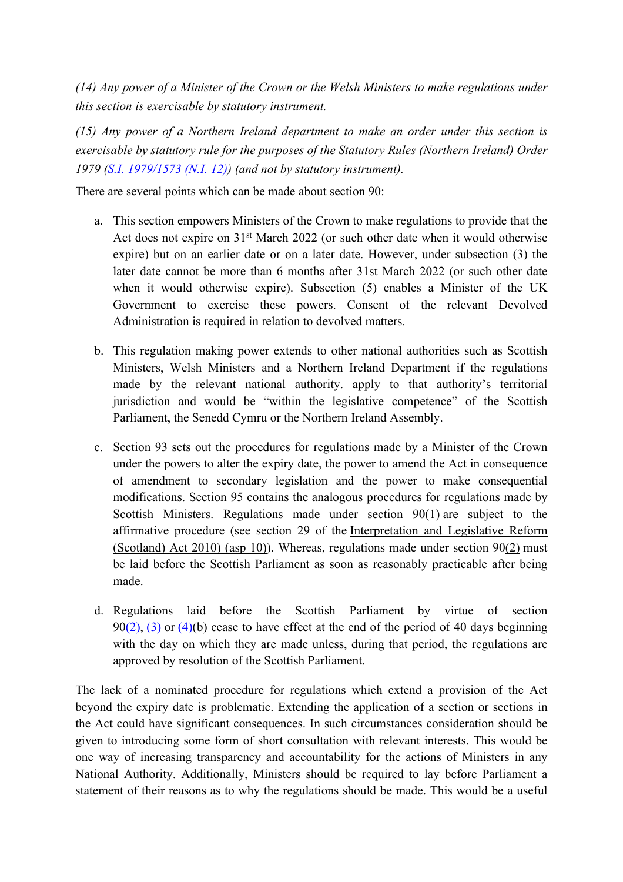*(14) Any power of a Minister of the Crown or the Welsh Ministers to make regulations under this section is exercisable by statutory instrument.*

*(15) Any power of a Northern Ireland department to make an order under this section is exercisable by statutory rule for the purposes of the Statutory Rules (Northern Ireland) Order 1979 (S.I. 1979/1573 (N.I. 12)) (and not by statutory instrument).*

There are several points which can be made about section 90:

a. This section empowers Ministers of the Crown to make regulations to provide that the Act does not expire on 31st March 2022 (or such other date when it would otherwise expire) but on an earlier date or on a later date. However, under subsection (3) the later date cannot be more than 6 months after 31st March 2022 (or such other date when it would otherwise expire). Subsection (5) enables a Minister of the UK Government to exercise these powers. Consent of the relevant Devolved Administration is required in relation to devolved matters.

b. This regulation making power extends to other national authorities such as Scottish Ministers, Welsh Ministers and a Northern Ireland Department if the regulations made by the relevant national authority. apply to that authority's territorial jurisdiction and would be "within the legislative competence" of the Scottish Parliament, the Senedd Cymru or the Northern Ireland Assembly.

c. Section 93 sets out the procedures for regulations made by a Minister of the Crown under the powers to alter the expiry date, the power to amend the Act in consequence of amendment to secondary legislation and the power to make consequential modifications. Section 95 contains the analogous procedures for regulations made by Scottish Ministers. Regulations made under section 90(1) are subject to the affirmative procedure (see section 29 of the Interpretation and Legislative Reform (Scotland) Act 2010) (asp 10)). Whereas, regulations made under section 90(2) must be laid before the Scottish Parliament as soon as reasonably practicable after being made.

d. Regulations laid before the Scottish Parliament by virtue of section 90(2), (3) or (4)(b) cease to have effect at the end of the period of 40 days beginning with the day on which they are made unless, during that period, the regulations are approved by resolution of the Scottish Parliament.

The lack of a nominated procedure for regulations which extend a provision of the Act beyond the expiry date is problematic. Extending the application of a section or sections in the Act could have significant consequences. In such circumstances consideration should be given to introducing some form of short consultation with relevant interests. This would be one way of increasing transparency and accountability for the actions of Ministers in any National Authority. Additionally, Ministers should be required to lay before Parliament a statement of their reasons as to why the regulations should be made. This would be a useful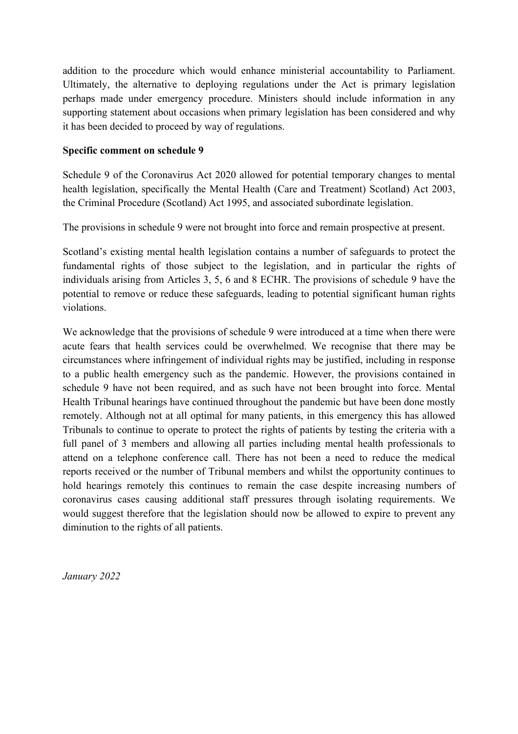addition to the procedure which would enhance ministerial accountability to Parliament. Ultimately, the alternative to deploying regulations under the Act is primary legislation perhaps made under emergency procedure. Ministers should include information in any supporting statement about occasions when primary legislation has been considered and why it has been decided to proceed by way of regulations.

**Specific comment on schedule 9**

Schedule 9 of the Coronavirus Act 2020 allowed for potential temporary changes to mental health legislation, specifically the Mental Health (Care and Treatment) Scotland) Act 2003, the Criminal Procedure (Scotland) Act 1995, and associated subordinate legislation.

The provisions in schedule 9 were not brought into force and remain prospective at present.

Scotland's existing mental health legislation contains a number of safeguards to protect the fundamental rights of those subject to the legislation, and in particular the rights of individuals arising from Articles 3, 5, 6 and 8 ECHR. The provisions of schedule 9 have the potential to remove or reduce these safeguards, leading to potential significant human rights violations.

We acknowledge that the provisions of schedule 9 were introduced at a time when there were acute fears that health services could be overwhelmed. We recognise that there may be circumstances where infringement of individual rights may be justified, including in response to a public health emergency such as the pandemic. However, the provisions contained in schedule 9 have not been required, and as such have not been brought into force. Mental Health Tribunal hearings have continued throughout the pandemic but have been done mostly remotely. Although not at all optimal for many patients, in this emergency this has allowed Tribunals to continue to operate to protect the rights of patients by testing the criteria with a full panel of 3 members and allowing all parties including mental health professionals to attend on a telephone conference call. There has not been a need to reduce the medical reports received or the number of Tribunal members and whilst the opportunity continues to hold hearings remotely this continues to remain the case despite increasing numbers of coronavirus cases causing additional staff pressures through isolating requirements. We would suggest therefore that the legislation should now be allowed to expire to prevent any diminution to the rights of all patients.

*January 2022*